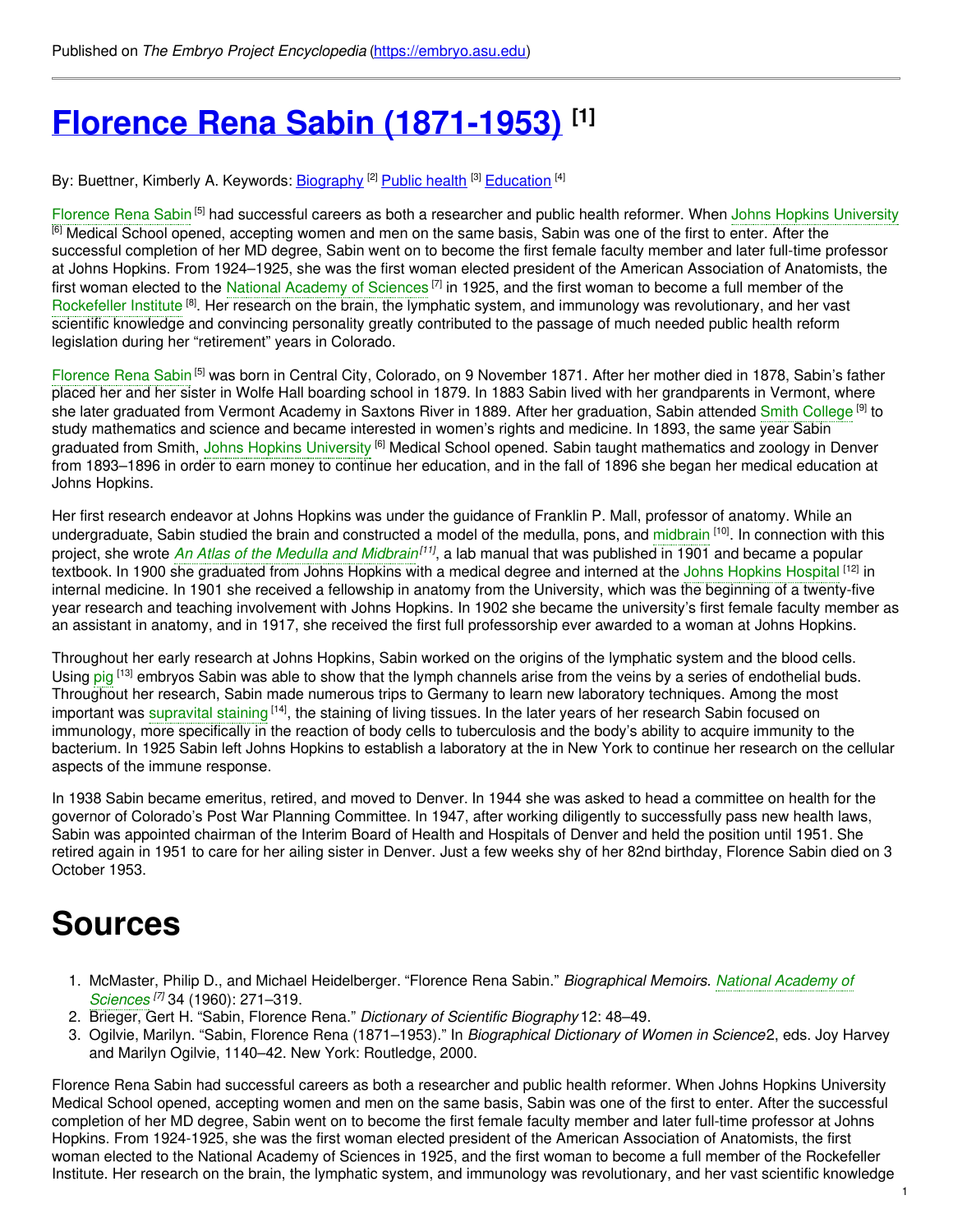Published on *The Embryo Project Encyclopedia* (https://embryo.asu.edu)

# Florence Rena Sabin (1871-1953) [1]

By: Buettner, Kimberly A. Keywords: Biography [2] Public health [3] Education [4]

Florence Rena Sabin [5] had successful careers as both a researcher and public health reformer. When Johns Hopkins University [6] Medical School opened, accepting women and men on the same basis, Sabin was one of the first to enter. After the successful completion of her MD degree, Sabin went on to become the first female faculty member and later full-time professor at Johns Hopkins. From 1924–1925, she was the first woman elected president of the American Association of Anatomists, the first woman elected to the National Academy of Sciences [7] in 1925, and the first woman to become a full member of the Rockefeller Institute [8]. Her research on the brain, the lymphatic system, and immunology was revolutionary, and her vast scientific knowledge and convincing personality greatly contributed to the passage of much needed public health reform legislation during her "retirement" years in Colorado.

Florence Rena Sabin [5] was born in Central City, Colorado, on 9 November 1871. After her mother died in 1878, Sabin's father placed her and her sister in Wolfe Hall boarding school in 1879. In 1883 Sabin lived with her grandparents in Vermont, where she later graduated from Vermont Academy in Saxtons River in 1889. After her graduation, Sabin attended Smith College [9] to study mathematics and science and became interested in women's rights and medicine. In 1893, the same year Sabin graduated from Smith, Johns Hopkins University [6] Medical School opened. Sabin taught mathematics and zoology in Denver from 1893–1896 in order to earn money to continue her education, and in the fall of 1896 she began her medical education at Johns Hopkins.

Her first research endeavor at Johns Hopkins was under the guidance of Franklin P. Mall, professor of anatomy. While an undergraduate, Sabin studied the brain and constructed a model of the medulla, pons, and midbrain [10]. In connection with this project, she wrote *An Atlas of the Medulla and Midbrain*[11], a lab manual that was published in 1901 and became a popular textbook. In 1900 she graduated from Johns Hopkins with a medical degree and interned at the Johns Hopkins Hospital [12] in internal medicine. In 1901 she received a fellowship in anatomy from the University, which was the beginning of a twenty-five year research and teaching involvement with Johns Hopkins. In 1902 she became the university's first female faculty member as an assistant in anatomy, and in 1917, she received the first full professorship ever awarded to a woman at Johns Hopkins.

Throughout her early research at Johns Hopkins, Sabin worked on the origins of the lymphatic system and the blood cells. Using pig [13] embryos Sabin was able to show that the lymph channels arise from the veins by a series of endothelial buds. Throughout her research, Sabin made numerous trips to Germany to learn new laboratory techniques. Among the most important was supravital staining [14], the staining of living tissues. In the later years of her research Sabin focused on immunology, more specifically in the reaction of body cells to tuberculosis and the body's ability to acquire immunity to the bacterium. In 1925 Sabin left Johns Hopkins to establish a laboratory at the in New York to continue her research on the cellular aspects of the immune response.

In 1938 Sabin became emeritus, retired, and moved to Denver. In 1944 she was asked to head a committee on health for the governor of Colorado's Post War Planning Committee. In 1947, after working diligently to successfully pass new health laws, Sabin was appointed chairman of the Interim Board of Health and Hospitals of Denver and held the position until 1951. She retired again in 1951 to care for her ailing sister in Denver. Just a few weeks shy of her 82nd birthday, Florence Sabin died on 3 October 1953.

# Sources

1. McMaster, Philip D., and Michael Heidelberger. "Florence Rena Sabin." *Biographical Memoirs. National Academy of Sciences* [7] 34 (1960): 271–319.
2. Brieger, Gert H. "Sabin, Florence Rena." *Dictionary of Scientific Biography* 12: 48–49.
3. Ogilvie, Marilyn. "Sabin, Florence Rena (1871–1953)." In *Biographical Dictionary of Women in Science* 2, eds. Joy Harvey and Marilyn Ogilvie, 1140–42. New York: Routledge, 2000.

Florence Rena Sabin had successful careers as both a researcher and public health reformer. When Johns Hopkins University Medical School opened, accepting women and men on the same basis, Sabin was one of the first to enter. After the successful completion of her MD degree, Sabin went on to become the first female faculty member and later full-time professor at Johns Hopkins. From 1924-1925, she was the first woman elected president of the American Association of Anatomists, the first woman elected to the National Academy of Sciences in 1925, and the first woman to become a full member of the Rockefeller Institute. Her research on the brain, the lymphatic system, and immunology was revolutionary, and her vast scientific knowledge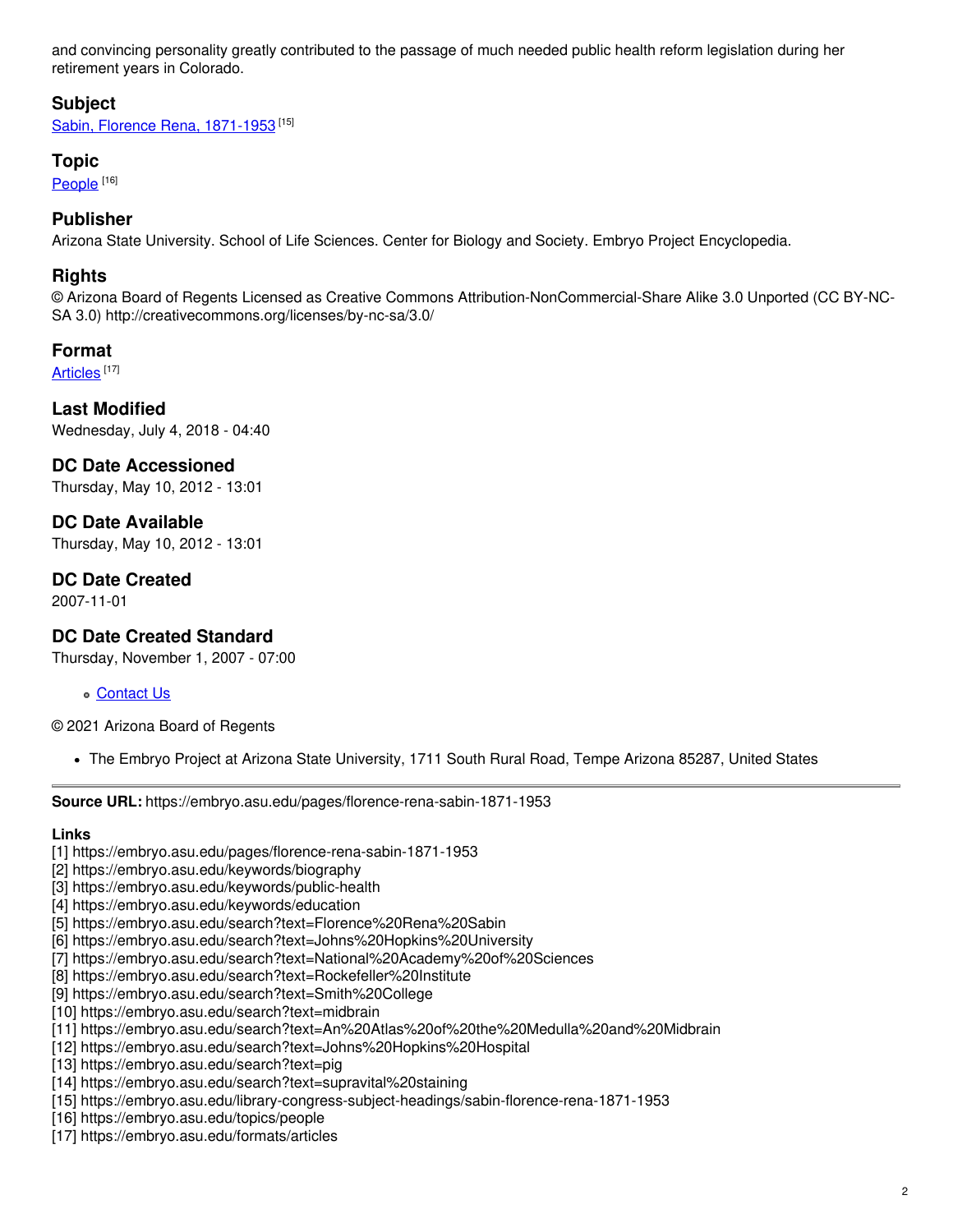and convincing personality greatly contributed to the passage of much needed public health reform legislation during her retirement years in Colorado.

### Subject

Sabin, Florence Rena, 1871-1953 [15]

### Topic

People [16]

### Publisher

Arizona State University. School of Life Sciences. Center for Biology and Society. Embryo Project Encyclopedia.

### Rights

© Arizona Board of Regents Licensed as Creative Commons Attribution-NonCommercial-Share Alike 3.0 Unported (CC BY-NC-SA 3.0) http://creativecommons.org/licenses/by-nc-sa/3.0/

### Format

Articles [17]

### Last Modified

Wednesday, July 4, 2018 - 04:40

### DC Date Accessioned

Thursday, May 10, 2012 - 13:01

### DC Date Available

Thursday, May 10, 2012 - 13:01

### DC Date Created

2007-11-01

### DC Date Created Standard

Thursday, November 1, 2007 - 07:00

- Contact Us

© 2021 Arizona Board of Regents

- The Embryo Project at Arizona State University, 1711 South Rural Road, Tempe Arizona 85287, United States

---

**Source URL:** https://embryo.asu.edu/pages/florence-rena-sabin-1871-1953

**Links**

[1] https://embryo.asu.edu/pages/florence-rena-sabin-1871-1953
[2] https://embryo.asu.edu/keywords/biography
[3] https://embryo.asu.edu/keywords/public-health
[4] https://embryo.asu.edu/keywords/education
[5] https://embryo.asu.edu/search?text=Florence%20Rena%20Sabin
[6] https://embryo.asu.edu/search?text=Johns%20Hopkins%20University
[7] https://embryo.asu.edu/search?text=National%20Academy%20of%20Sciences
[8] https://embryo.asu.edu/search?text=Rockefeller%20Institute
[9] https://embryo.asu.edu/search?text=Smith%20College
[10] https://embryo.asu.edu/search?text=midbrain
[11] https://embryo.asu.edu/search?text=An%20Atlas%20of%20the%20Medulla%20and%20Midbrain
[12] https://embryo.asu.edu/search?text=Johns%20Hopkins%20Hospital
[13] https://embryo.asu.edu/search?text=pig
[14] https://embryo.asu.edu/search?text=supravital%20staining
[15] https://embryo.asu.edu/library-congress-subject-headings/sabin-florence-rena-1871-1953
[16] https://embryo.asu.edu/topics/people
[17] https://embryo.asu.edu/formats/articles